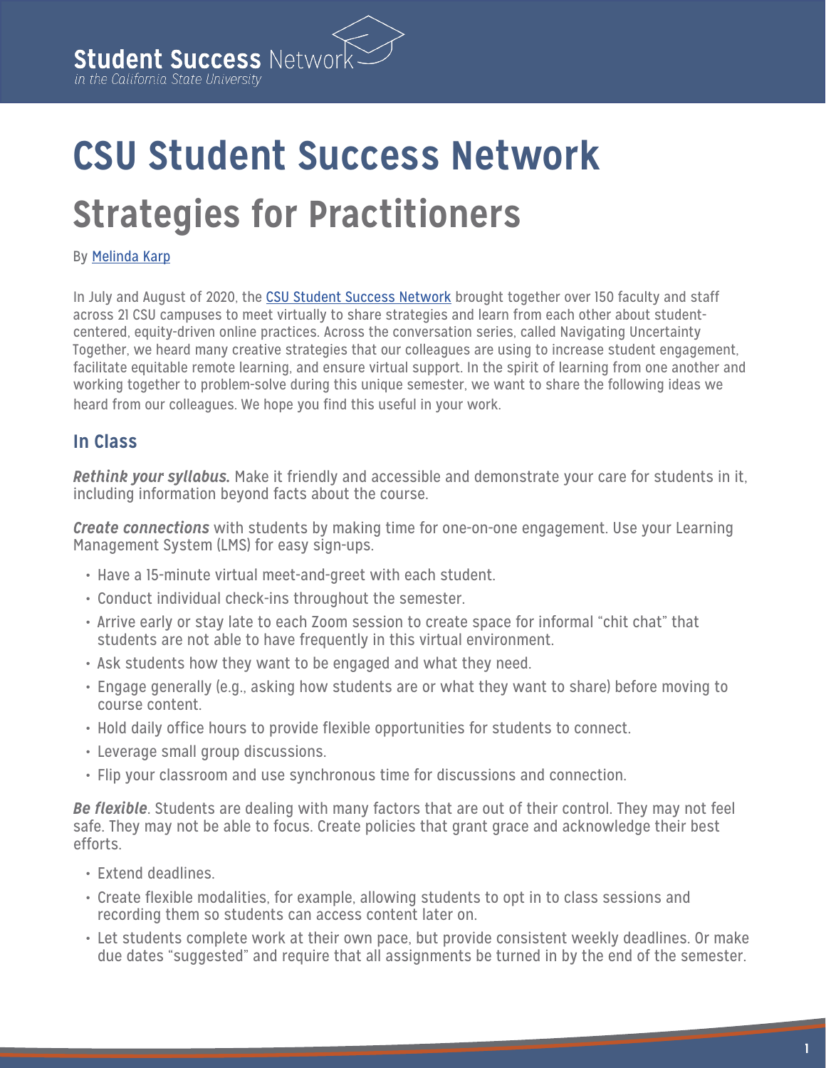# CSU Student Success Network

# Strategies for Practitioners

By [Melinda Karp]

In July and August of 2020, the [CSU Student Success Network] brought together over 150 faculty and staff across 21 CSU campuses to meet virtually to share strategies and learn from each other about student-centered, equity-driven online practices. Across the conversation series, called Navigating Uncertainty Together, we heard many creative strategies that our colleagues are using to increase student engagement, facilitate equitable remote learning, and ensure virtual support. In the spirit of learning from one another and working together to problem-solve during this unique semester, we want to share the following ideas we heard from our colleagues. We hope you find this useful in your work.

## In Class

***Rethink your syllabus.*** Make it friendly and accessible and demonstrate your care for students in it, including information beyond facts about the course.

***Create connections*** with students by making time for one-on-one engagement. Use your Learning Management System (LMS) for easy sign-ups.

- Have a 15-minute virtual meet-and-greet with each student.
- Conduct individual check-ins throughout the semester.
- Arrive early or stay late to each Zoom session to create space for informal "chit chat" that students are not able to have frequently in this virtual environment.
- Ask students how they want to be engaged and what they need.
- Engage generally (e.g., asking how students are or what they want to share) before moving to course content.
- Hold daily office hours to provide flexible opportunities for students to connect.
- Leverage small group discussions.
- Flip your classroom and use synchronous time for discussions and connection.

***Be flexible***. Students are dealing with many factors that are out of their control. They may not feel safe. They may not be able to focus. Create policies that grant grace and acknowledge their best efforts.

- Extend deadlines.
- Create flexible modalities, for example, allowing students to opt in to class sessions and recording them so students can access content later on.
- Let students complete work at their own pace, but provide consistent weekly deadlines. Or make due dates "suggested" and require that all assignments be turned in by the end of the semester.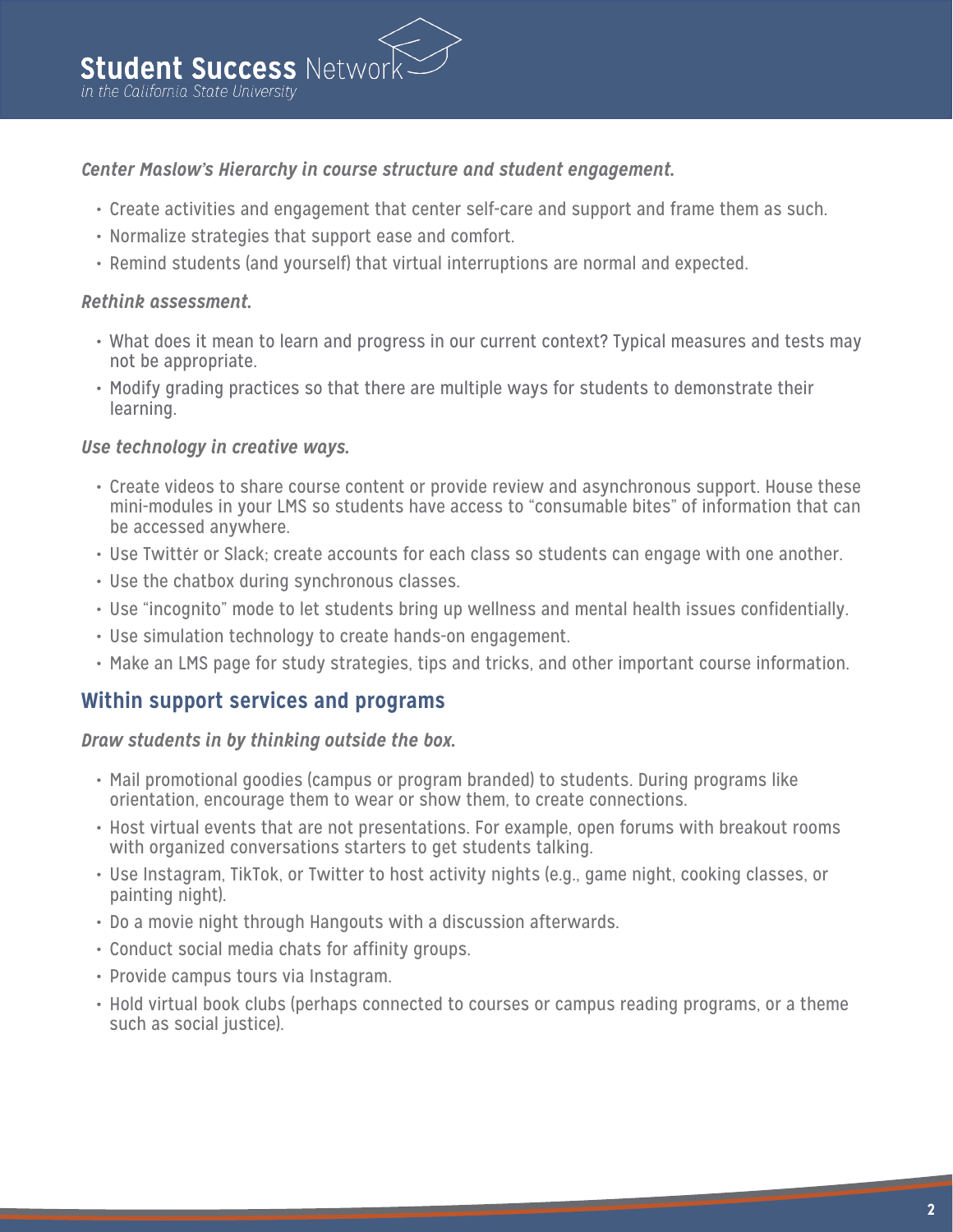***Center Maslow's Hierarchy in course structure and student engagement.***

- Create activities and engagement that center self-care and support and frame them as such.
- Normalize strategies that support ease and comfort.
- Remind students (and yourself) that virtual interruptions are normal and expected.

***Rethink assessment.***

- What does it mean to learn and progress in our current context? Typical measures and tests may not be appropriate.
- Modify grading practices so that there are multiple ways for students to demonstrate their learning.

***Use technology in creative ways.***

- Create videos to share course content or provide review and asynchronous support. House these mini-modules in your LMS so students have access to "consumable bites" of information that can be accessed anywhere.
- Use Twitter or Slack; create accounts for each class so students can engage with one another.
- Use the chatbox during synchronous classes.
- Use "incognito" mode to let students bring up wellness and mental health issues confidentially.
- Use simulation technology to create hands-on engagement.
- Make an LMS page for study strategies, tips and tricks, and other important course information.

## Within support services and programs

***Draw students in by thinking outside the box.***

- Mail promotional goodies (campus or program branded) to students. During programs like orientation, encourage them to wear or show them, to create connections.
- Host virtual events that are not presentations. For example, open forums with breakout rooms with organized conversations starters to get students talking.
- Use Instagram, TikTok, or Twitter to host activity nights (e.g., game night, cooking classes, or painting night).
- Do a movie night through Hangouts with a discussion afterwards.
- Conduct social media chats for affinity groups.
- Provide campus tours via Instagram.
- Hold virtual book clubs (perhaps connected to courses or campus reading programs, or a theme such as social justice).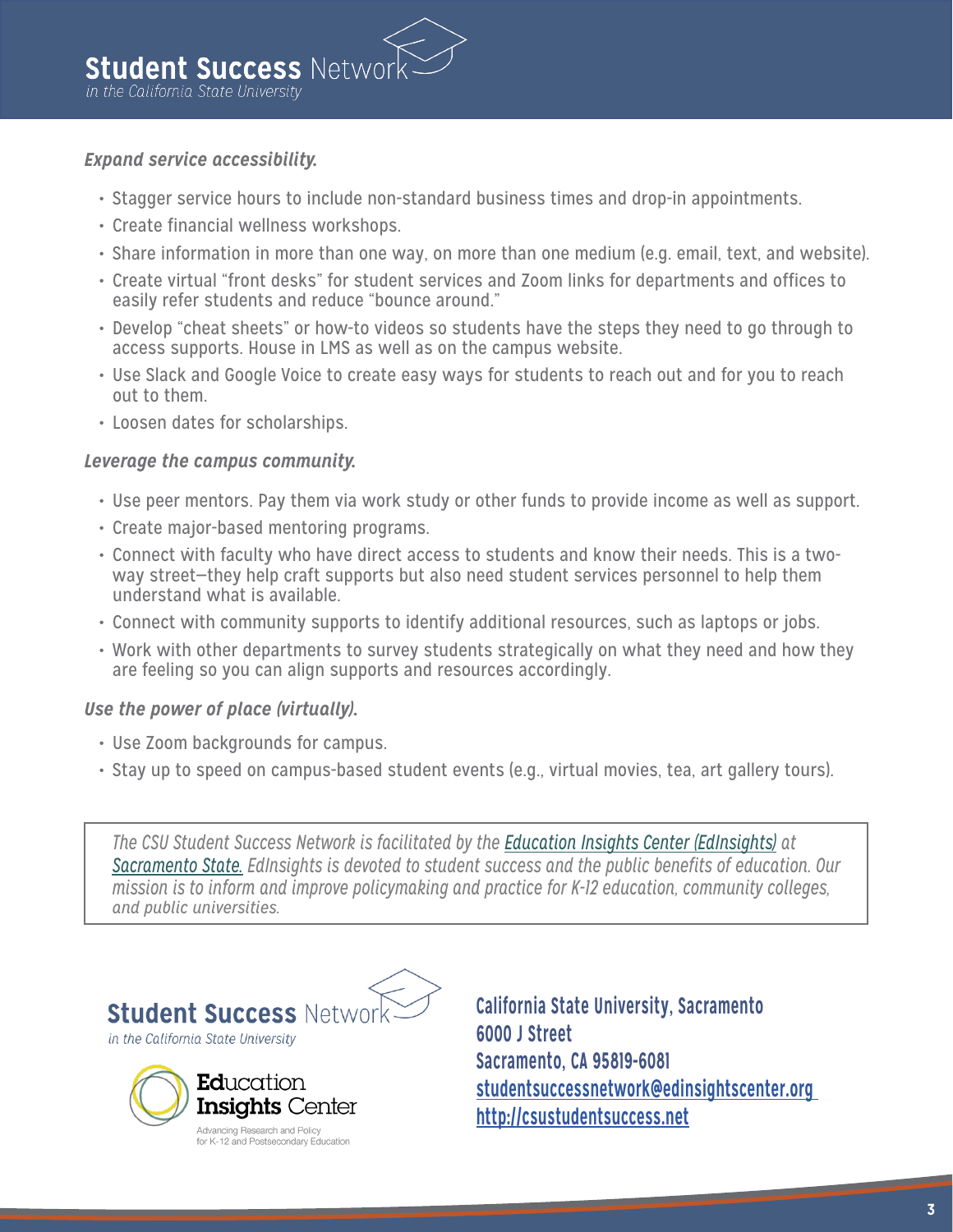*Expand service accessibility.*

- Stagger service hours to include non-standard business times and drop-in appointments.
- Create financial wellness workshops.
- Share information in more than one way, on more than one medium (e.g. email, text, and website).
- Create virtual "front desks" for student services and Zoom links for departments and offices to easily refer students and reduce "bounce around."
- Develop "cheat sheets" or how-to videos so students have the steps they need to go through to access supports. House in LMS as well as on the campus website.
- Use Slack and Google Voice to create easy ways for students to reach out and for you to reach out to them.
- Loosen dates for scholarships.

*Leverage the campus community.*

- Use peer mentors. Pay them via work study or other funds to provide income as well as support.
- Create major-based mentoring programs.
- Connect with faculty who have direct access to students and know their needs. This is a two-way street—they help craft supports but also need student services personnel to help them understand what is available.
- Connect with community supports to identify additional resources, such as laptops or jobs.
- Work with other departments to survey students strategically on what they need and how they are feeling so you can align supports and resources accordingly.

*Use the power of place (virtually).*

- Use Zoom backgrounds for campus.
- Stay up to speed on campus-based student events (e.g., virtual movies, tea, art gallery tours).

*The CSU Student Success Network is facilitated by the [Education Insights Center (EdInsights)]() at [Sacramento State.]() EdInsights is devoted to student success and the public benefits of education. Our mission is to inform and improve policymaking and practice for K-12 education, community colleges, and public universities.*

**Student Success** Network
*in the California State University*

**Ed**ucation **Insights** Center
Advancing Research and Policy for K-12 and Postsecondary Education

**California State University, Sacramento**
**6000 J Street**
**Sacramento, CA 95819-6081**
**studentsuccessnetwork@edinsightscenter.org**
**http://csustudentsuccess.net**